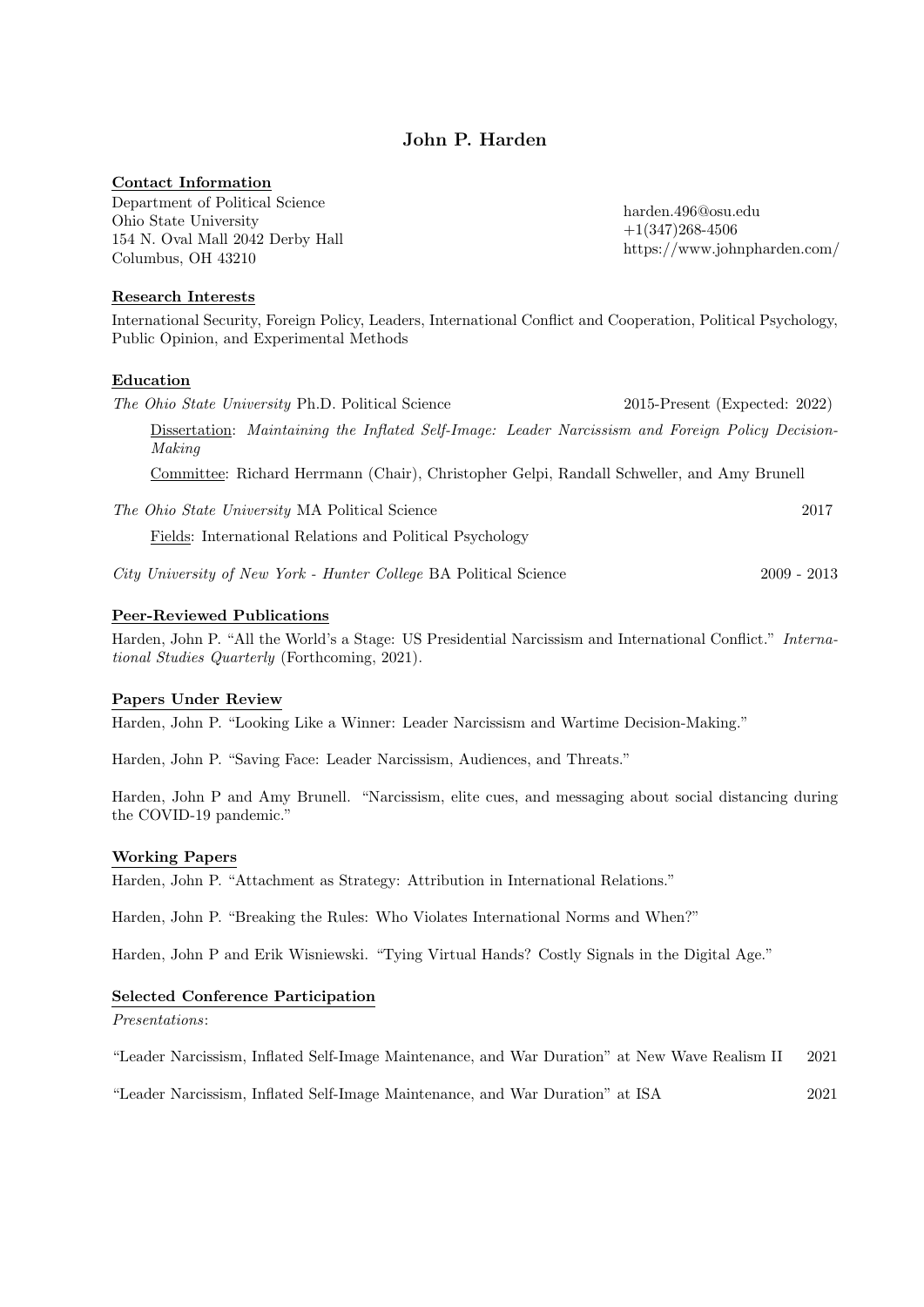# John P. Harden

## Contact Information

Department of Political Science
Ohio State University
154 N. Oval Mall 2042 Derby Hall
Columbus, OH 43210

harden.496@osu.edu
+1(347)268-4506
https://www.johnpharden.com/

## Research Interests

International Security, Foreign Policy, Leaders, International Conflict and Cooperation, Political Psychology, Public Opinion, and Experimental Methods

## Education

*The Ohio State University* Ph.D. Political Science — 2015-Present (Expected: 2022)

Dissertation: *Maintaining the Inflated Self-Image: Leader Narcissism and Foreign Policy Decision-Making*

Committee: Richard Herrmann (Chair), Christopher Gelpi, Randall Schweller, and Amy Brunell

*The Ohio State University* MA Political Science — 2017

Fields: International Relations and Political Psychology

*City University of New York - Hunter College* BA Political Science — 2009 - 2013

## Peer-Reviewed Publications

Harden, John P. "All the World's a Stage: US Presidential Narcissism and International Conflict." *International Studies Quarterly* (Forthcoming, 2021).

## Papers Under Review

Harden, John P. "Looking Like a Winner: Leader Narcissism and Wartime Decision-Making."

Harden, John P. "Saving Face: Leader Narcissism, Audiences, and Threats."

Harden, John P and Amy Brunell. "Narcissism, elite cues, and messaging about social distancing during the COVID-19 pandemic."

## Working Papers

Harden, John P. "Attachment as Strategy: Attribution in International Relations."

Harden, John P. "Breaking the Rules: Who Violates International Norms and When?"

Harden, John P and Erik Wisniewski. "Tying Virtual Hands? Costly Signals in the Digital Age."

## Selected Conference Participation

*Presentations*:

"Leader Narcissism, Inflated Self-Image Maintenance, and War Duration" at New Wave Realism II — 2021

"Leader Narcissism, Inflated Self-Image Maintenance, and War Duration" at ISA — 2021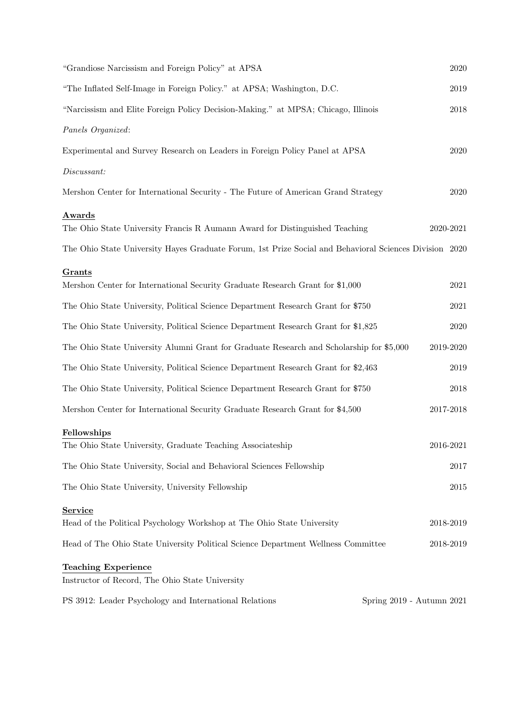"Grandiose Narcissism and Foreign Policy" at APSA 2020

"The Inflated Self-Image in Foreign Policy." at APSA; Washington, D.C. 2019

"Narcissism and Elite Foreign Policy Decision-Making." at MPSA; Chicago, Illinois 2018

*Panels Organized*:

Experimental and Survey Research on Leaders in Foreign Policy Panel at APSA 2020

*Discussant:*

Mershon Center for International Security - The Future of American Grand Strategy 2020

## Awards

The Ohio State University Francis R Aumann Award for Distinguished Teaching 2020-2021

The Ohio State University Hayes Graduate Forum, 1st Prize Social and Behavioral Sciences Division 2020

## Grants

Mershon Center for International Security Graduate Research Grant for $1,000 2021

The Ohio State University, Political Science Department Research Grant for $750 2021

The Ohio State University, Political Science Department Research Grant for $1,825 2020

The Ohio State University Alumni Grant for Graduate Research and Scholarship for $5,000 2019-2020

The Ohio State University, Political Science Department Research Grant for $2,463 2019

The Ohio State University, Political Science Department Research Grant for $750 2018

Mershon Center for International Security Graduate Research Grant for $4,500 2017-2018

## Fellowships

The Ohio State University, Graduate Teaching Associateship 2016-2021

The Ohio State University, Social and Behavioral Sciences Fellowship 2017

The Ohio State University, University Fellowship 2015

## Service

Head of the Political Psychology Workshop at The Ohio State University 2018-2019

Head of The Ohio State University Political Science Department Wellness Committee 2018-2019

## Teaching Experience

Instructor of Record, The Ohio State University

PS 3912: Leader Psychology and International Relations Spring 2019 - Autumn 2021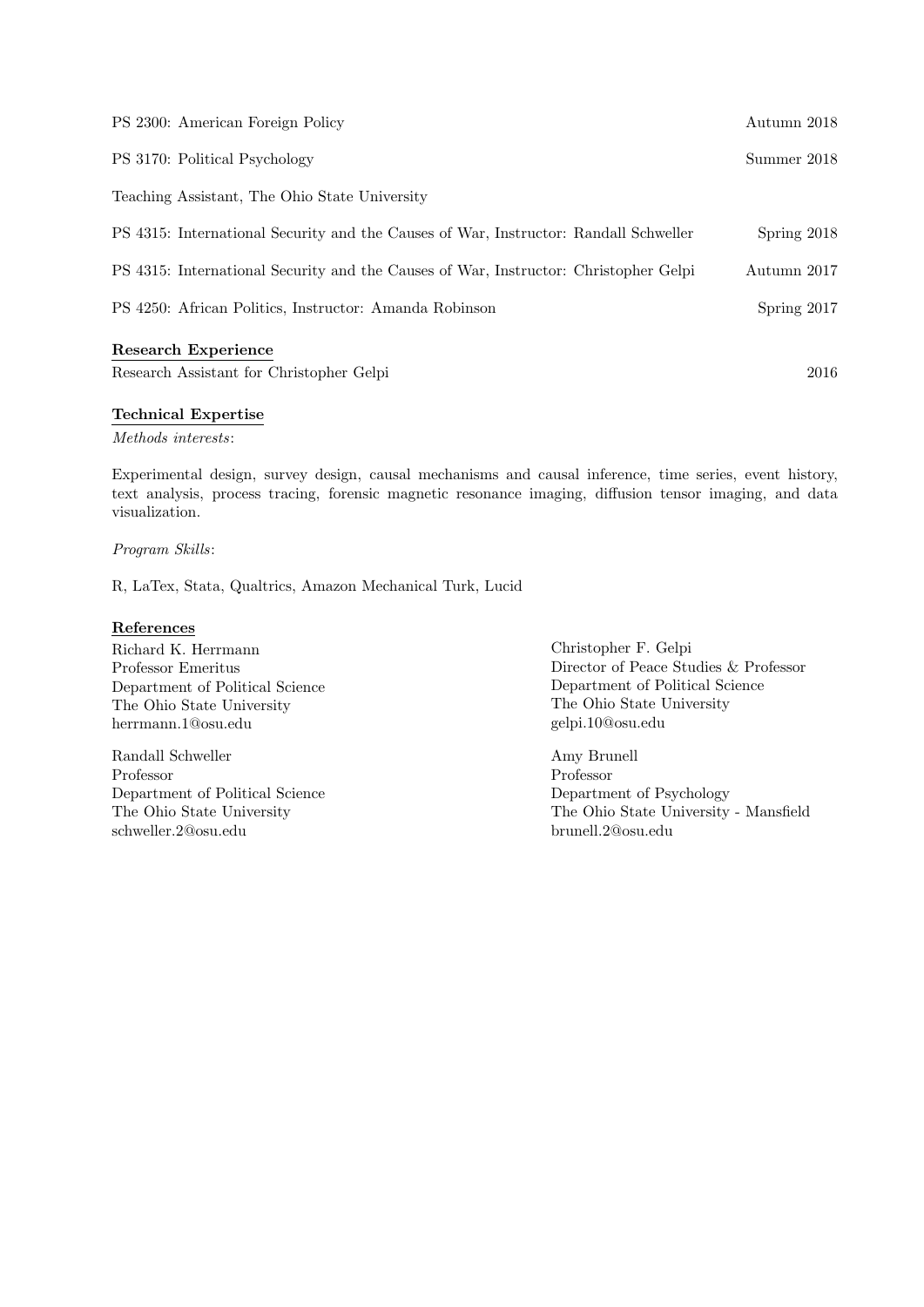PS 2300: American Foreign Policy — Autumn 2018

PS 3170: Political Psychology — Summer 2018

Teaching Assistant, The Ohio State University

PS 4315: International Security and the Causes of War, Instructor: Randall Schweller — Spring 2018

PS 4315: International Security and the Causes of War, Instructor: Christopher Gelpi — Autumn 2017

PS 4250: African Politics, Instructor: Amanda Robinson — Spring 2017

## Research Experience

Research Assistant for Christopher Gelpi — 2016

## Technical Expertise

*Methods interests*:

Experimental design, survey design, causal mechanisms and causal inference, time series, event history, text analysis, process tracing, forensic magnetic resonance imaging, diffusion tensor imaging, and data visualization.

*Program Skills*:

R, LaTex, Stata, Qualtrics, Amazon Mechanical Turk, Lucid

## References

Richard K. Herrmann
Professor Emeritus
Department of Political Science
The Ohio State University
herrmann.1@osu.edu

Christopher F. Gelpi
Director of Peace Studies & Professor
Department of Political Science
The Ohio State University
gelpi.10@osu.edu

Randall Schweller
Professor
Department of Political Science
The Ohio State University
schweller.2@osu.edu

Amy Brunell
Professor
Department of Psychology
The Ohio State University - Mansfield
brunell.2@osu.edu